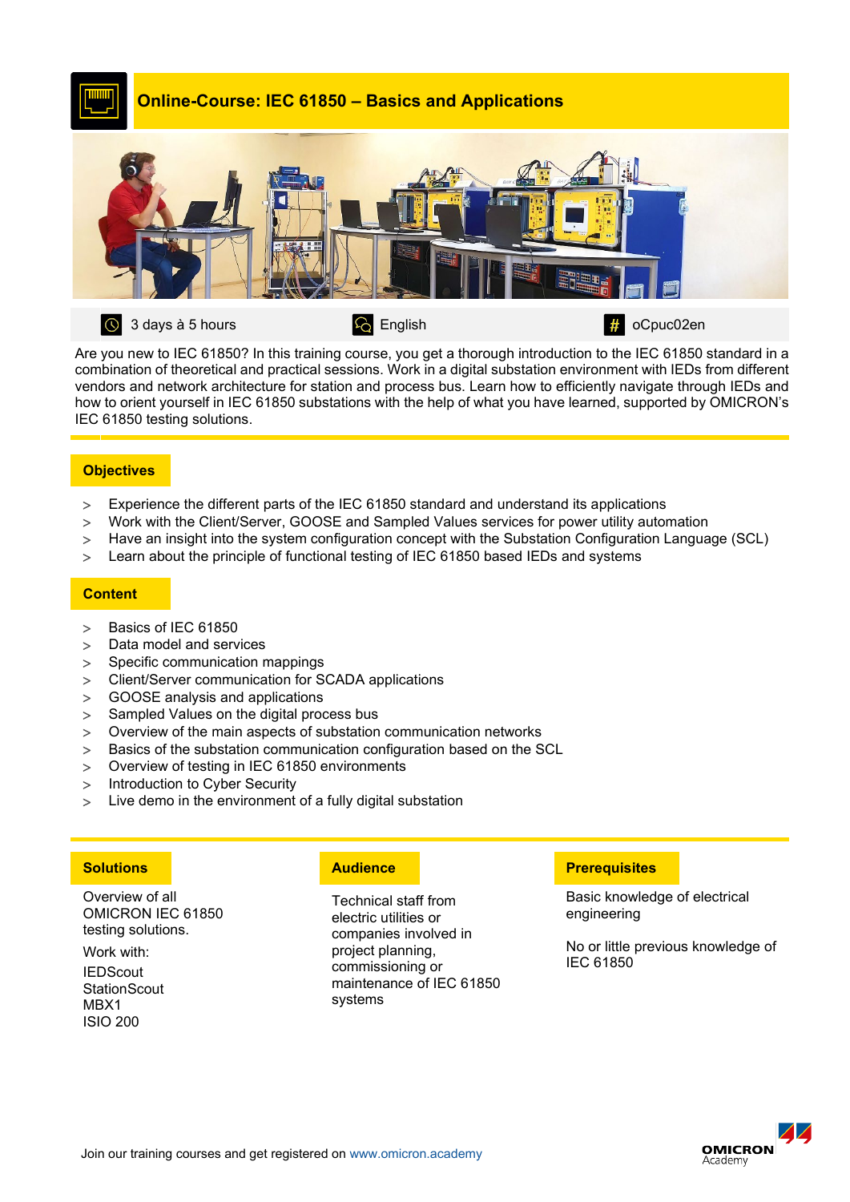# Online-Course: IEC 61850 – Basics and Applications

3 days à 5 hours | English | oCpuc02en

Are you new to IEC 61850? In this training course, you get a thorough introduction to the IEC 61850 standard in a combination of theoretical and practical sessions. Work in a digital substation environment with IEDs from different vendors and network architecture for station and process bus. Learn how to efficiently navigate through IEDs and how to orient yourself in IEC 61850 substations with the help of what you have learned, supported by OMICRON's IEC 61850 testing solutions.

## Objectives

- Experience the different parts of the IEC 61850 standard and understand its applications
- Work with the Client/Server, GOOSE and Sampled Values services for power utility automation
- Have an insight into the system configuration concept with the Substation Configuration Language (SCL)
- Learn about the principle of functional testing of IEC 61850 based IEDs and systems

## Content

- Basics of IEC 61850
- Data model and services
- Specific communication mappings
- Client/Server communication for SCADA applications
- GOOSE analysis and applications
- Sampled Values on the digital process bus
- Overview of the main aspects of substation communication networks
- Basics of the substation communication configuration based on the SCL
- Overview of testing in IEC 61850 environments
- Introduction to Cyber Security
- Live demo in the environment of a fully digital substation

## Solutions

Overview of all OMICRON IEC 61850 testing solutions.

Work with:

IEDScout
StationScout
MBX1
ISIO 200

## Audience

Technical staff from electric utilities or companies involved in project planning, commissioning or maintenance of IEC 61850 systems

## Prerequisites

Basic knowledge of electrical engineering

No or little previous knowledge of IEC 61850

Join our training courses and get registered on www.omicron.academy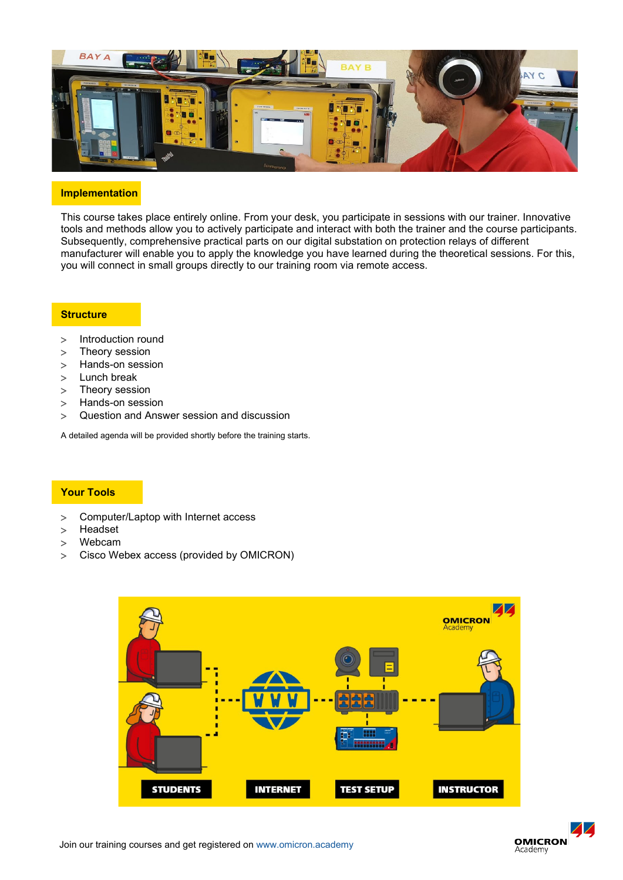## Implementation

This course takes place entirely online. From your desk, you participate in sessions with our trainer. Innovative tools and methods allow you to actively participate and interact with both the trainer and the course participants. Subsequently, comprehensive practical parts on our digital substation on protection relays of different manufacturer will enable you to apply the knowledge you have learned during the theoretical sessions. For this, you will connect in small groups directly to our training room via remote access.

## Structure

- Introduction round
- Theory session
- Hands-on session
- Lunch break
- Theory session
- Hands-on session
- Question and Answer session and discussion

A detailed agenda will be provided shortly before the training starts.

## Your Tools

- Computer/Laptop with Internet access
- Headset
- Webcam
- Cisco Webex access (provided by OMICRON)

Join our training courses and get registered on www.omicron.academy